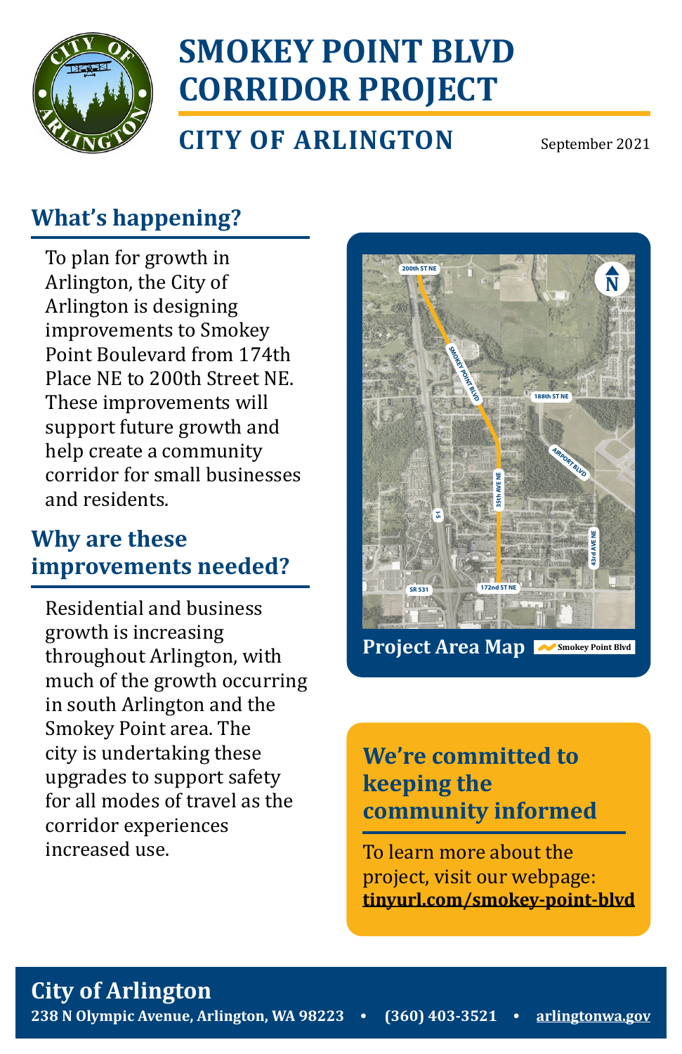# SMOKEY POINT BLVD CORRIDOR PROJECT

## CITY OF ARLINGTON

September 2021

## What's happening?

To plan for growth in Arlington, the City of Arlington is designing improvements to Smokey Point Boulevard from 174th Place NE to 200th Street NE. These improvements will support future growth and help create a community corridor for small businesses and residents.

## Why are these improvements needed?

Residential and business growth is increasing throughout Arlington, with much of the growth occurring in south Arlington and the Smokey Point area. The city is undertaking these upgrades to support safety for all modes of travel as the corridor experiences increased use.

**Project Area Map**

Smokey Point Blvd

## We're committed to keeping the community informed

To learn more about the project, visit our webpage: **tinyurl.com/smokey-point-blvd**

**City of Arlington**

**238 N Olympic Avenue, Arlington, WA 98223 • (360) 403-3521 • arlingtonwa.gov**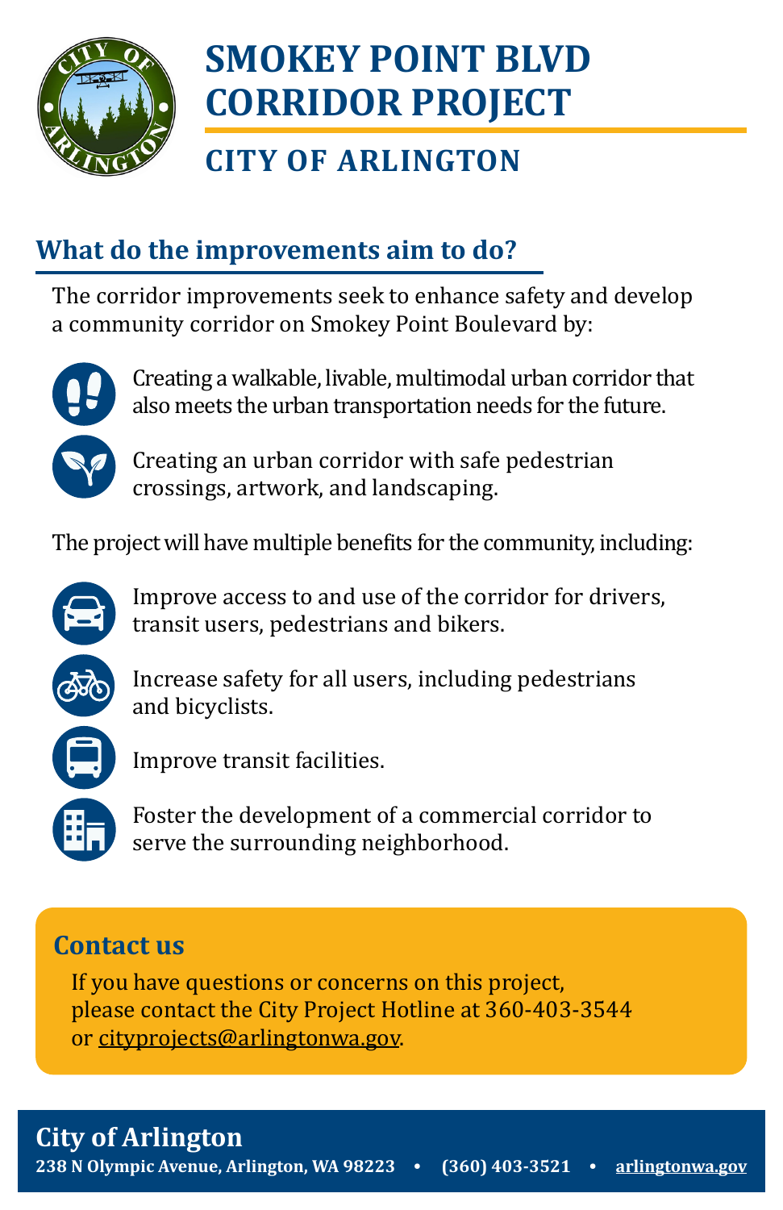# SMOKEY POINT BLVD CORRIDOR PROJECT

## CITY OF ARLINGTON

## What do the improvements aim to do?

The corridor improvements seek to enhance safety and develop a community corridor on Smokey Point Boulevard by:

- Creating a walkable, livable, multimodal urban corridor that also meets the urban transportation needs for the future.
- Creating an urban corridor with safe pedestrian crossings, artwork, and landscaping.

The project will have multiple benefits for the community, including:

- Improve access to and use of the corridor for drivers, transit users, pedestrians and bikers.
- Increase safety for all users, including pedestrians and bicyclists.
- Improve transit facilities.
- Foster the development of a commercial corridor to serve the surrounding neighborhood.

## Contact us

If you have questions or concerns on this project, please contact the City Project Hotline at 360-403-3544 or cityprojects@arlingtonwa.gov.

**City of Arlington**

238 N Olympic Avenue, Arlington, WA 98223 • (360) 403-3521 • arlingtonwa.gov